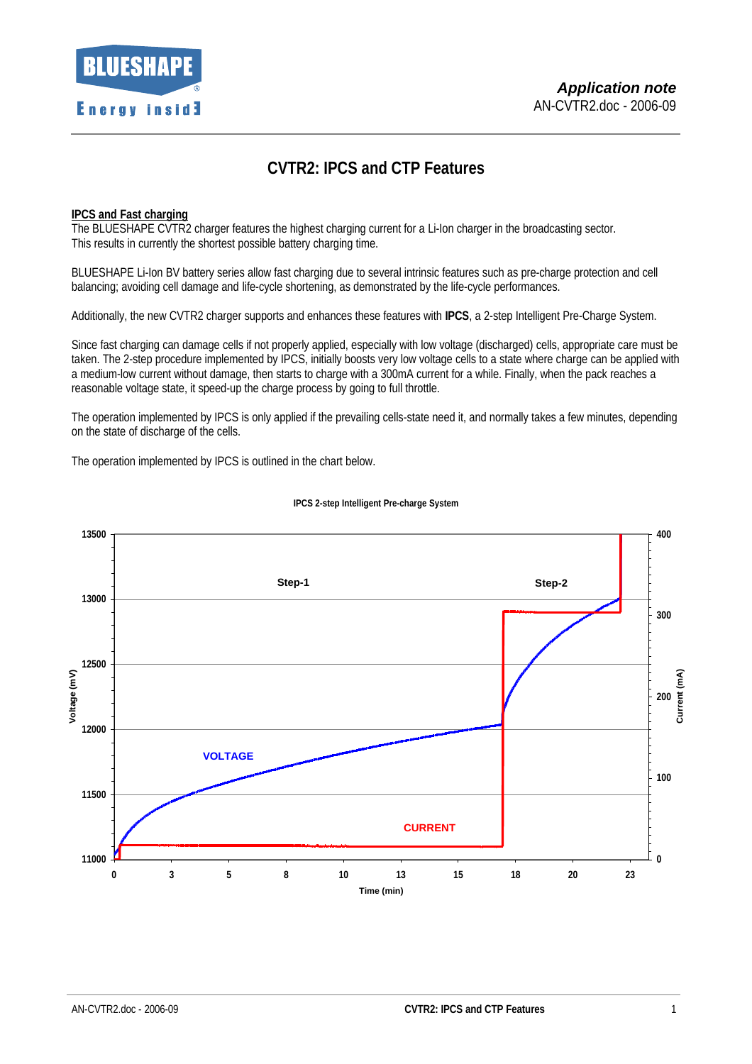*Application note*
AN-CVTR2.doc - 2006-09

# CVTR2: IPCS and CTP Features

## IPCS and Fast charging

The BLUESHAPE CVTR2 charger features the highest charging current for a Li-Ion charger in the broadcasting sector. This results in currently the shortest possible battery charging time.

BLUESHAPE Li-Ion BV battery series allow fast charging due to several intrinsic features such as pre-charge protection and cell balancing; avoiding cell damage and life-cycle shortening, as demonstrated by the life-cycle performances.

Additionally, the new CVTR2 charger supports and enhances these features with **IPCS**, a 2-step Intelligent Pre-Charge System.

Since fast charging can damage cells if not properly applied, especially with low voltage (discharged) cells, appropriate care must be taken. The 2-step procedure implemented by IPCS, initially boosts very low voltage cells to a state where charge can be applied with a medium-low current without damage, then starts to charge with a 300mA current for a while. Finally, when the pack reaches a reasonable voltage state, it speed-up the charge process by going to full throttle.

The operation implemented by IPCS is only applied if the prevailing cells-state need it, and normally takes a few minutes, depending on the state of discharge of the cells.

The operation implemented by IPCS is outlined in the chart below.

**IPCS 2-step Intelligent Pre-charge System**

Chart: Voltage (mV) (11000–13500) and Current (mA) (0–400) vs Time (min) (0–23). Step-1: VOLTAGE rises from about 11000 to about 12050 mV at a low CURRENT until about 17 min. Step-2: CURRENT of about 300 mA, VOLTAGE rises to about 13000 mV until about 22 min, then CURRENT rises above 400 mA.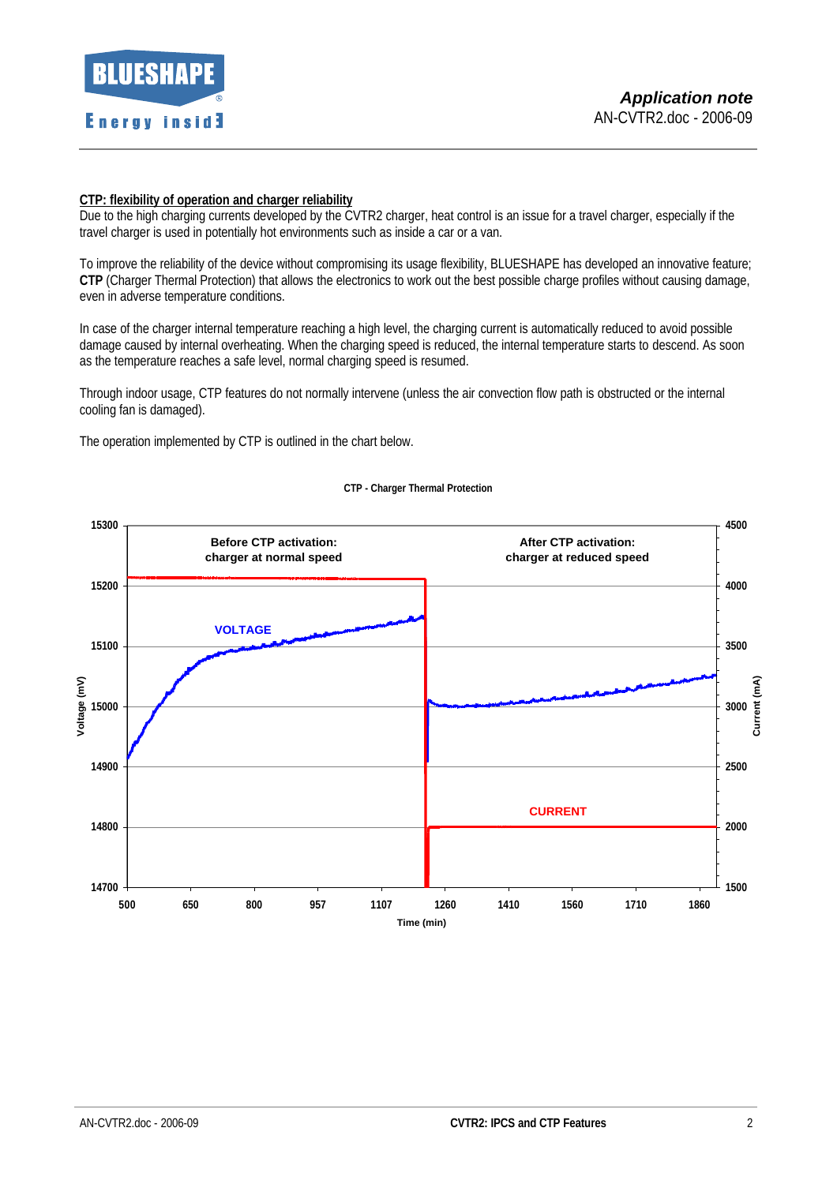**CTP: flexibility of operation and charger reliability**

Due to the high charging currents developed by the CVTR2 charger, heat control is an issue for a travel charger, especially if the travel charger is used in potentially hot environments such as inside a car or a van.

To improve the reliability of the device without compromising its usage flexibility, BLUESHAPE has developed an innovative feature; **CTP** (Charger Thermal Protection) that allows the electronics to work out the best possible charge profiles without causing damage, even in adverse temperature conditions.

In case of the charger internal temperature reaching a high level, the charging current is automatically reduced to avoid possible damage caused by internal overheating. When the charging speed is reduced, the internal temperature starts to descend. As soon as the temperature reaches a safe level, normal charging speed is resumed.

Through indoor usage, CTP features do not normally intervene (unless the air convection flow path is obstructed or the internal cooling fan is damaged).

The operation implemented by CTP is outlined in the chart below.

CTP - Charger Thermal Protection

Before CTP activation:
charger at normal speed

After CTP activation:
charger at reduced speed

VOLTAGE

CURRENT

Voltage (mV)

15300
15200
15100
15000
14900
14800
14700

Current (mA)

4500
4000
3500
3000
2500
2000
1500

500 650 800 957 1107 1260 1410 1560 1710 1860

Time (min)